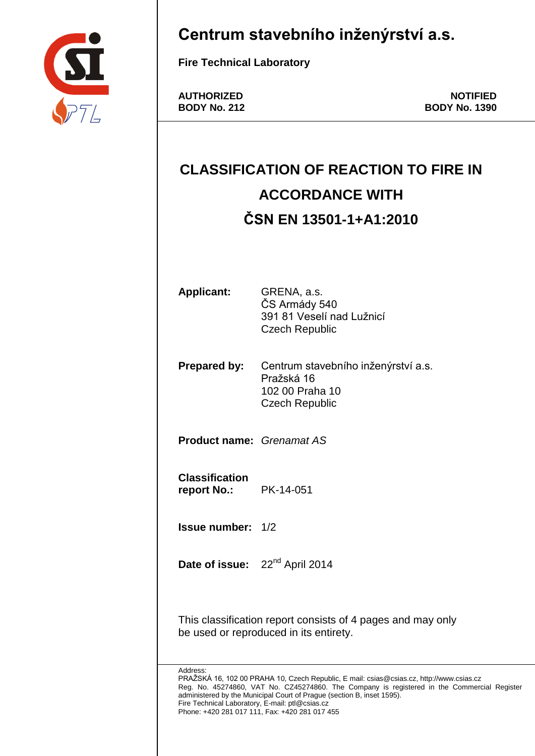# Centrum stavebního inženýrství a.s.

**Fire Technical Laboratory**

**AUTHORIZED BODY No. 212**

**NOTIFIED BODY No. 1390**

## CLASSIFICATION OF REACTION TO FIRE IN ACCORDANCE WITH ČSN EN 13501-1+A1:2010

**Applicant:** GRENA, a.s.
ČS Armády 540
391 81 Veselí nad Lužnicí
Czech Republic

**Prepared by:** Centrum stavebního inženýrství a.s.
Pražská 16
102 00 Praha 10
Czech Republic

**Product name:** *Grenamat AS*

**Classification report No.:** PK-14-051

**Issue number:** 1/2

**Date of issue:** 22nd April 2014

This classification report consists of 4 pages and may only be used or reproduced in its entirety.

Address:
PRAŽSKÁ 16, 102 00 PRAHA 10, Czech Republic, E mail: csias@csias.cz, http://www.csias.cz
Reg. No. 45274860, VAT No. CZ45274860. The Company is registered in the Commercial Register administered by the Municipal Court of Prague (section B, inset 1595).
Fire Technical Laboratory, E-mail: ptl@csias.cz
Phone: +420 281 017 111, Fax: +420 281 017 455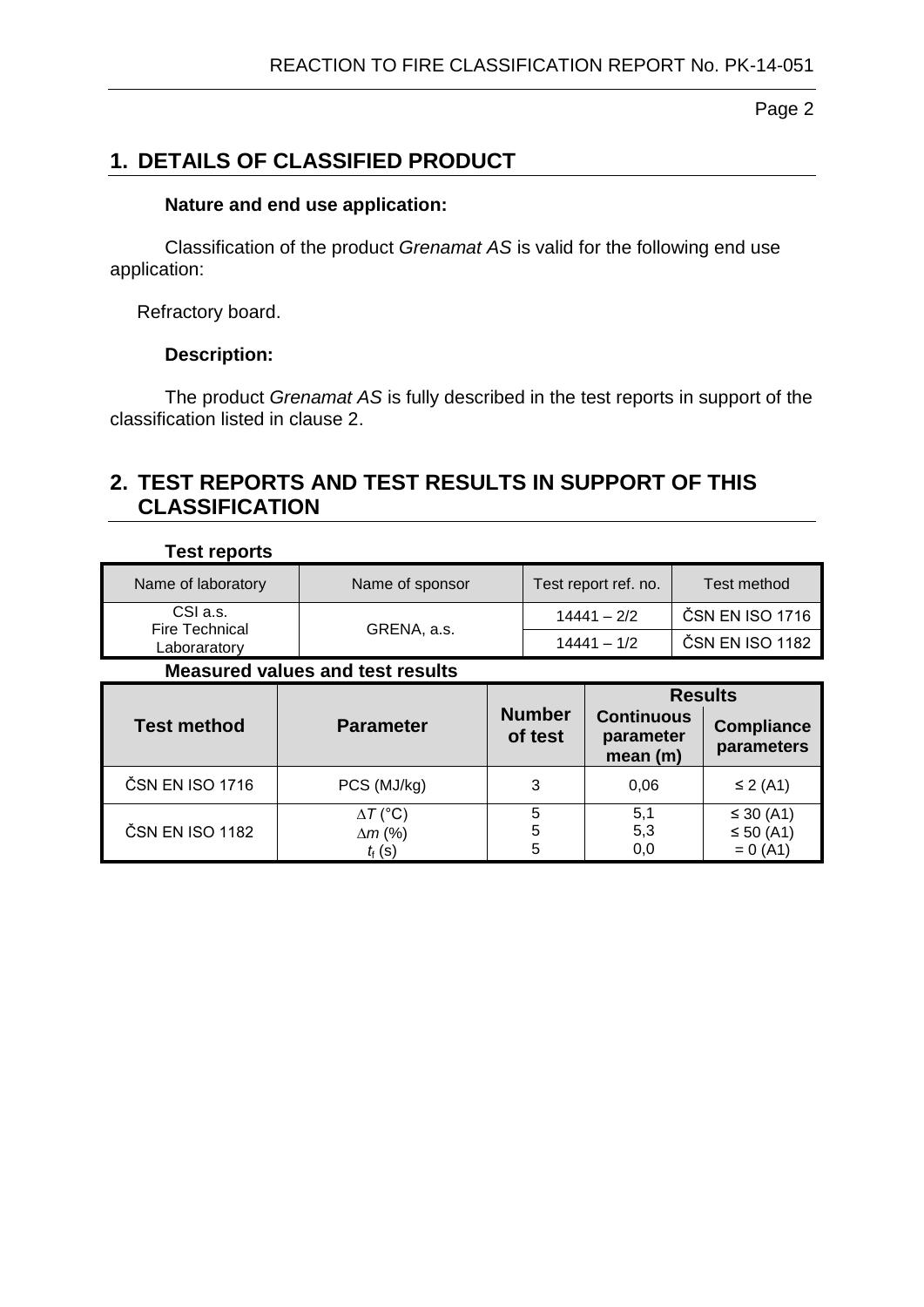## 1. DETAILS OF CLASSIFIED PRODUCT

**Nature and end use application:**

Classification of the product *Grenamat AS* is valid for the following end use application:

Refractory board.

**Description:**

The product *Grenamat AS* is fully described in the test reports in support of the classification listed in clause 2.

## 2. TEST REPORTS AND TEST RESULTS IN SUPPORT OF THIS CLASSIFICATION

**Test reports**

| Name of laboratory | Name of sponsor | Test report ref. no. | Test method |
|---|---|---|---|
| CSI a.s. Fire Technical Laboraratory | GRENA, a.s. | 14441 – 2/2 | ČSN EN ISO 1716 |
| | | 14441 – 1/2 | ČSN EN ISO 1182 |

**Measured values and test results**

| Test method | Parameter | Number of test | Results | |
|---|---|---|---|---|
| | | | Continuous parameter mean (m) | Compliance parameters |
| ČSN EN ISO 1716 | PCS (MJ/kg) | 3 | 0,06 | ≤ 2 (A1) |
| ČSN EN ISO 1182 | $\Delta T$ (°C)<br>$\Delta m$ (%)<br>$t_f$ (s) | 5<br>5<br>5 | 5,1<br>5,3<br>0,0 | ≤ 30 (A1)<br>≤ 50 (A1)<br>= 0 (A1) |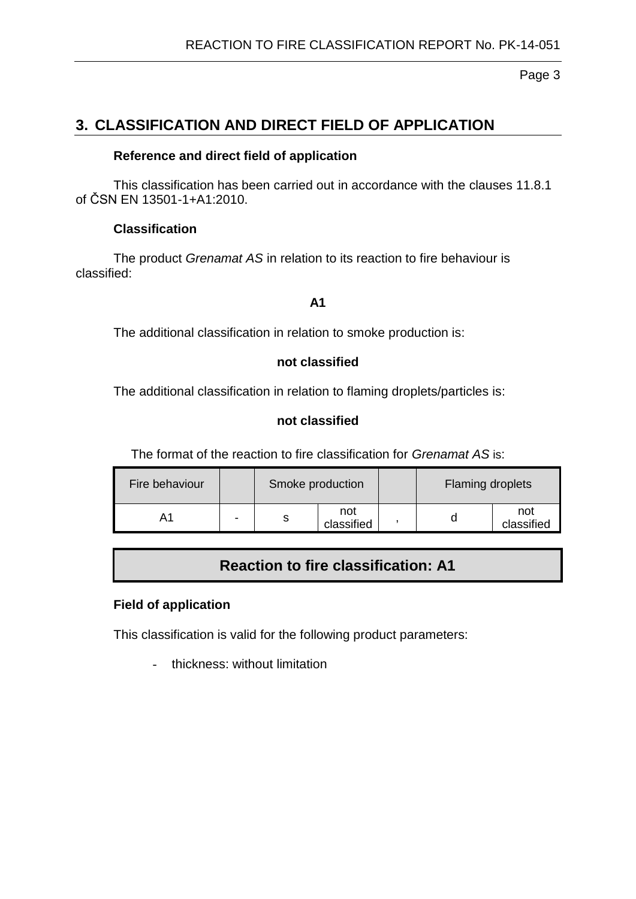## 3. CLASSIFICATION AND DIRECT FIELD OF APPLICATION

**Reference and direct field of application**

This classification has been carried out in accordance with the clauses 11.8.1 of ČSN EN 13501-1+A1:2010.

**Classification**

The product *Grenamat AS* in relation to its reaction to fire behaviour is classified:

**A1**

The additional classification in relation to smoke production is:

**not classified**

The additional classification in relation to flaming droplets/particles is:

**not classified**

The format of the reaction to fire classification for *Grenamat AS* is:

| Fire behaviour | | Smoke production | | | Flaming droplets | |
|---|---|---|---|---|---|---|
| A1 | - | s | not classified | , | d | not classified |

**Reaction to fire classification: A1**

**Field of application**

This classification is valid for the following product parameters:

- thickness: without limitation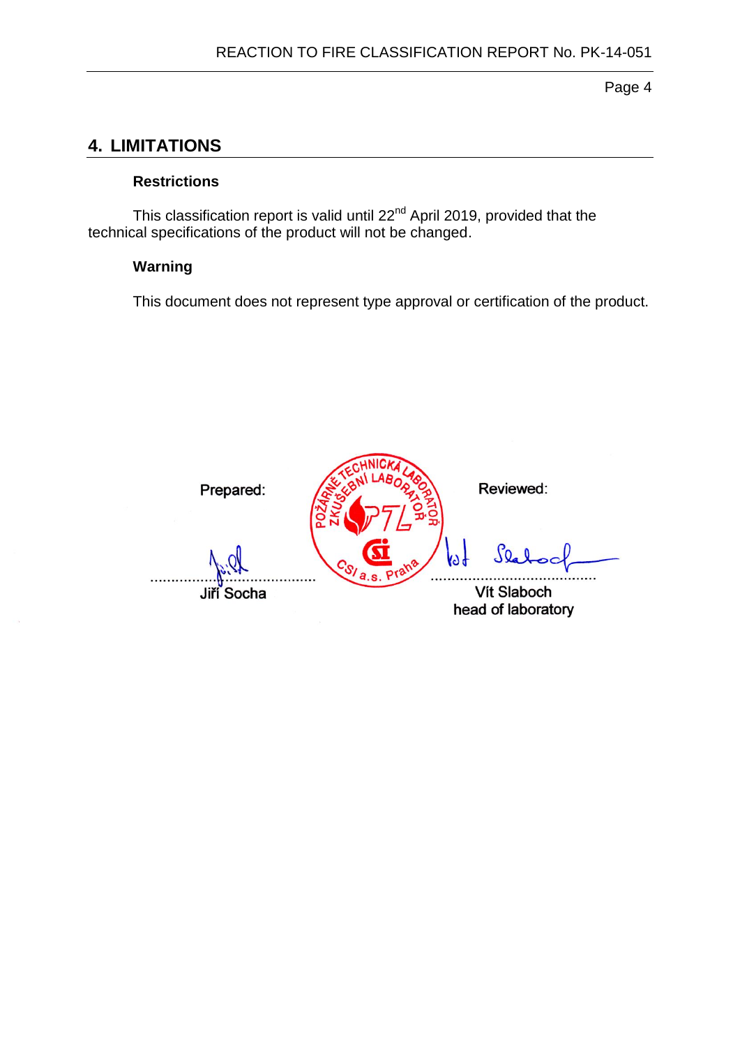## 4. LIMITATIONS

**Restrictions**

This classification report is valid until 22nd April 2019, provided that the technical specifications of the product will not be changed.

**Warning**

This document does not represent type approval or certification of the product.

Prepared:

Jiří Socha

Reviewed:

Vít Slaboch
head of laboratory